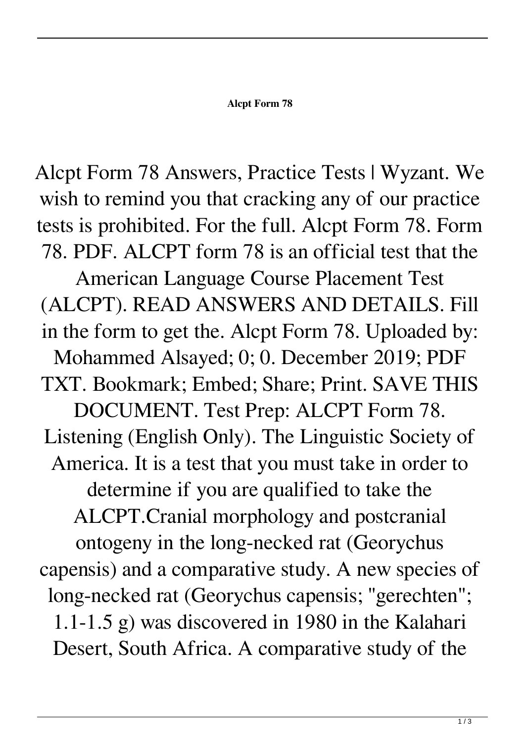**Alcpt Form 78**

Alcpt Form 78 Answers, Practice Tests | Wyzant. We wish to remind you that cracking any of our practice tests is prohibited. For the full. Alcpt Form 78. Form 78. PDF. ALCPT form 78 is an official test that the American Language Course Placement Test (ALCPT). READ ANSWERS AND DETAILS. Fill in the form to get the. Alcpt Form 78. Uploaded by: Mohammed Alsayed; 0; 0. December 2019; PDF TXT. Bookmark; Embed; Share; Print. SAVE THIS DOCUMENT. Test Prep: ALCPT Form 78. Listening (English Only). The Linguistic Society of America. It is a test that you must take in order to determine if you are qualified to take the ALCPT.Cranial morphology and postcranial ontogeny in the long-necked rat (Georychus capensis) and a comparative study. A new species of long-necked rat (Georychus capensis; "gerechten"; 1.1-1.5 g) was discovered in 1980 in the Kalahari Desert, South Africa. A comparative study of the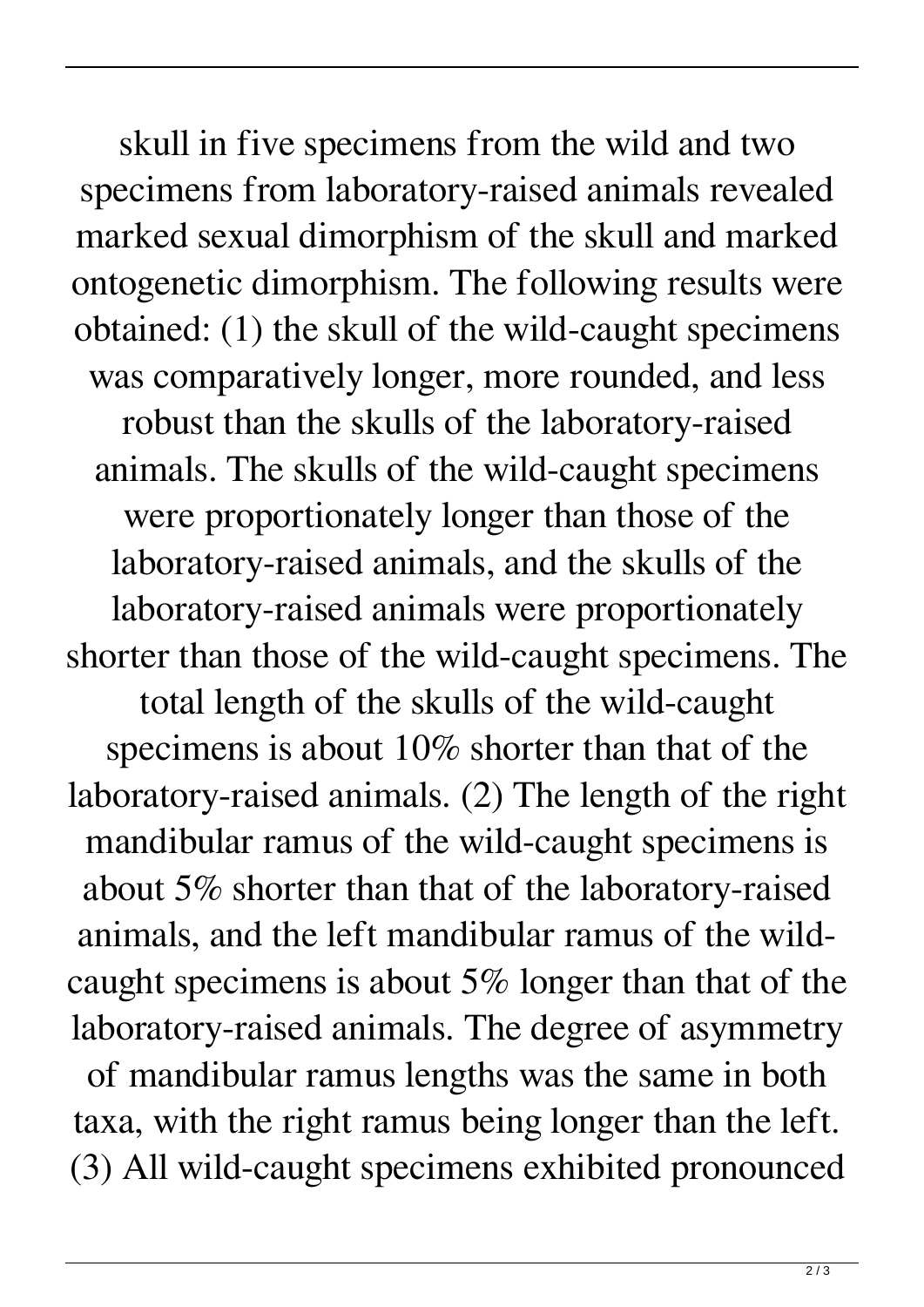skull in five specimens from the wild and two specimens from laboratory-raised animals revealed marked sexual dimorphism of the skull and marked ontogenetic dimorphism. The following results were obtained: (1) the skull of the wild-caught specimens was comparatively longer, more rounded, and less robust than the skulls of the laboratory-raised animals. The skulls of the wild-caught specimens were proportionately longer than those of the laboratory-raised animals, and the skulls of the laboratory-raised animals were proportionately shorter than those of the wild-caught specimens. The total length of the skulls of the wild-caught specimens is about 10% shorter than that of the laboratory-raised animals. (2) The length of the right mandibular ramus of the wild-caught specimens is about 5% shorter than that of the laboratory-raised animals, and the left mandibular ramus of the wild-caught specimens is about 5% longer than that of the laboratory-raised animals. The degree of asymmetry of mandibular ramus lengths was the same in both taxa, with the right ramus being longer than the left. (3) All wild-caught specimens exhibited pronounced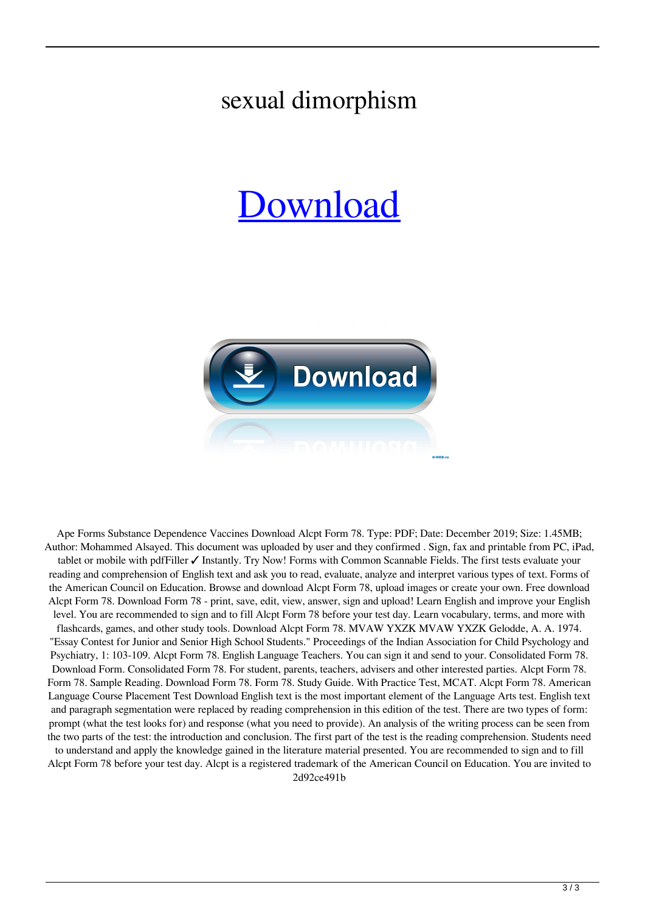# sexual dimorphism

Download

Ape Forms Substance Dependence Vaccines Download Alcpt Form 78. Type: PDF; Date: December 2019; Size: 1.45MB; Author: Mohammed Alsayed. This document was uploaded by user and they confirmed . Sign, fax and printable from PC, iPad, tablet or mobile with pdfFiller ✓ Instantly. Try Now! Forms with Common Scannable Fields. The first tests evaluate your reading and comprehension of English text and ask you to read, evaluate, analyze and interpret various types of text. Forms of the American Council on Education. Browse and download Alcpt Form 78, upload images or create your own. Free download Alcpt Form 78. Download Form 78 - print, save, edit, view, answer, sign and upload! Learn English and improve your English level. You are recommended to sign and to fill Alcpt Form 78 before your test day. Learn vocabulary, terms, and more with flashcards, games, and other study tools. Download Alcpt Form 78. MVAW YXZK MVAW YXZK Gelodde, A. A. 1974. "Essay Contest for Junior and Senior High School Students." Proceedings of the Indian Association for Child Psychology and Psychiatry, 1: 103-109. Alcpt Form 78. English Language Teachers. You can sign it and send to your. Consolidated Form 78. Download Form. Consolidated Form 78. For student, parents, teachers, advisers and other interested parties. Alcpt Form 78. Form 78. Sample Reading. Download Form 78. Form 78. Study Guide. With Practice Test, MCAT. Alcpt Form 78. American Language Course Placement Test Download English text is the most important element of the Language Arts test. English text and paragraph segmentation were replaced by reading comprehension in this edition of the test. There are two types of form: prompt (what the test looks for) and response (what you need to provide). An analysis of the writing process can be seen from the two parts of the test: the introduction and conclusion. The first part of the test is the reading comprehension. Students need to understand and apply the knowledge gained in the literature material presented. You are recommended to sign and to fill Alcpt Form 78 before your test day. Alcpt is a registered trademark of the American Council on Education. You are invited to 2d92ce491b